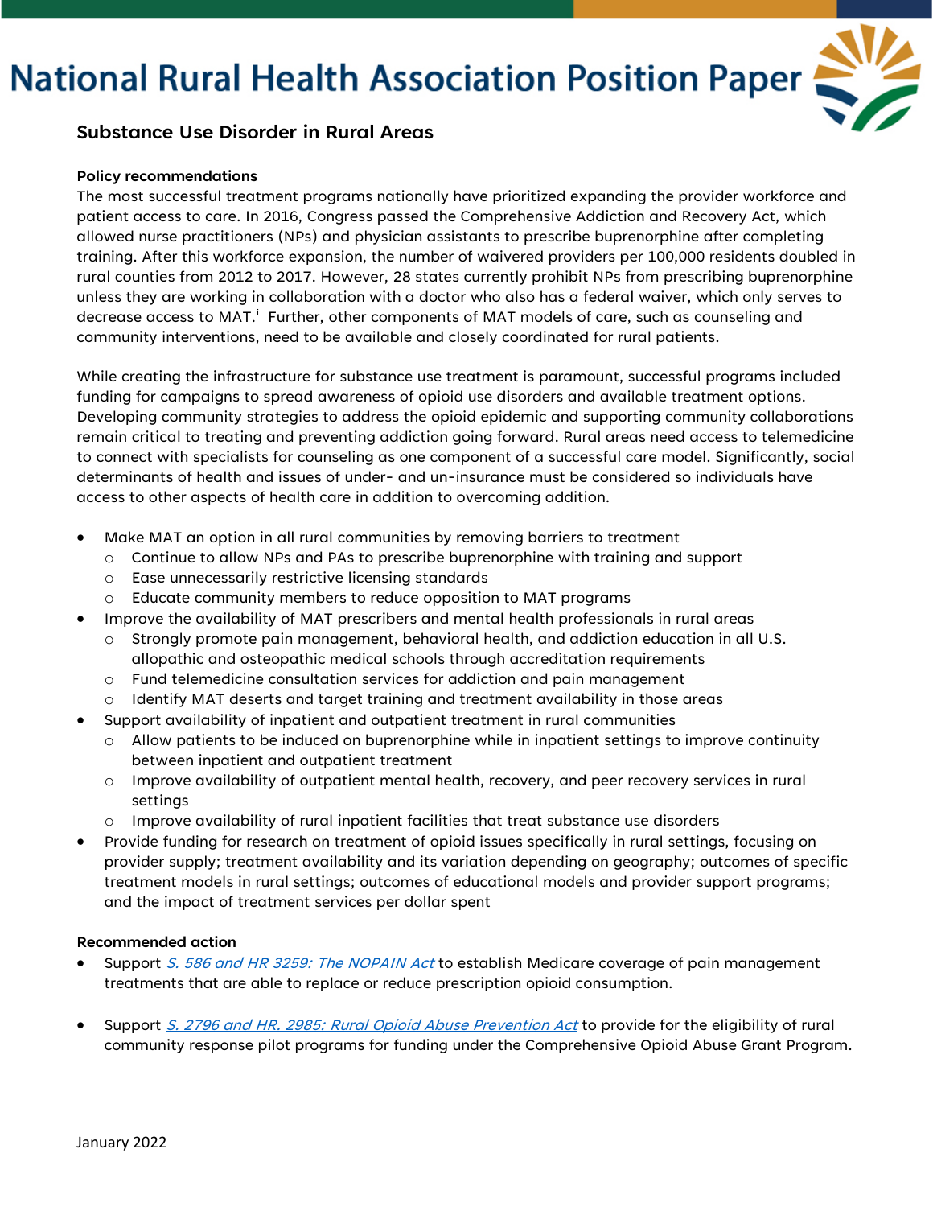# National Rural Health Association Position Paper

## Substance Use Disorder in Rural Areas

### Policy recommendations

The most successful treatment programs nationally have prioritized expanding the provider workforce and patient access to care. In 2016, Congress passed the Comprehensive Addiction and Recovery Act, which allowed nurse practitioners (NPs) and physician assistants to prescribe buprenorphine after completing training. After this workforce expansion, the number of waivered providers per 100,000 residents doubled in rural counties from 2012 to 2017. However, 28 states currently prohibit NPs from prescribing buprenorphine unless they are working in collaboration with a doctor who also has a federal waiver, which only serves to decrease access to MAT.[i] Further, other components of MAT models of care, such as counseling and community interventions, need to be available and closely coordinated for rural patients.

While creating the infrastructure for substance use treatment is paramount, successful programs included funding for campaigns to spread awareness of opioid use disorders and available treatment options. Developing community strategies to address the opioid epidemic and supporting community collaborations remain critical to treating and preventing addiction going forward. Rural areas need access to telemedicine to connect with specialists for counseling as one component of a successful care model. Significantly, social determinants of health and issues of under- and un-insurance must be considered so individuals have access to other aspects of health care in addition to overcoming addition.

- Make MAT an option in all rural communities by removing barriers to treatment
  - Continue to allow NPs and PAs to prescribe buprenorphine with training and support
  - Ease unnecessarily restrictive licensing standards
  - Educate community members to reduce opposition to MAT programs
- Improve the availability of MAT prescribers and mental health professionals in rural areas
  - Strongly promote pain management, behavioral health, and addiction education in all U.S. allopathic and osteopathic medical schools through accreditation requirements
  - Fund telemedicine consultation services for addiction and pain management
  - Identify MAT deserts and target training and treatment availability in those areas
- Support availability of inpatient and outpatient treatment in rural communities
  - Allow patients to be induced on buprenorphine while in inpatient settings to improve continuity between inpatient and outpatient treatment
  - Improve availability of outpatient mental health, recovery, and peer recovery services in rural settings
  - Improve availability of rural inpatient facilities that treat substance use disorders
- Provide funding for research on treatment of opioid issues specifically in rural settings, focusing on provider supply; treatment availability and its variation depending on geography; outcomes of specific treatment models in rural settings; outcomes of educational models and provider support programs; and the impact of treatment services per dollar spent

### Recommended action

- Support *S. 586 and HR 3259: The NOPAIN Act* to establish Medicare coverage of pain management treatments that are able to replace or reduce prescription opioid consumption.

- Support *S. 2796 and HR. 2985: Rural Opioid Abuse Prevention Act* to provide for the eligibility of rural community response pilot programs for funding under the Comprehensive Opioid Abuse Grant Program.

January 2022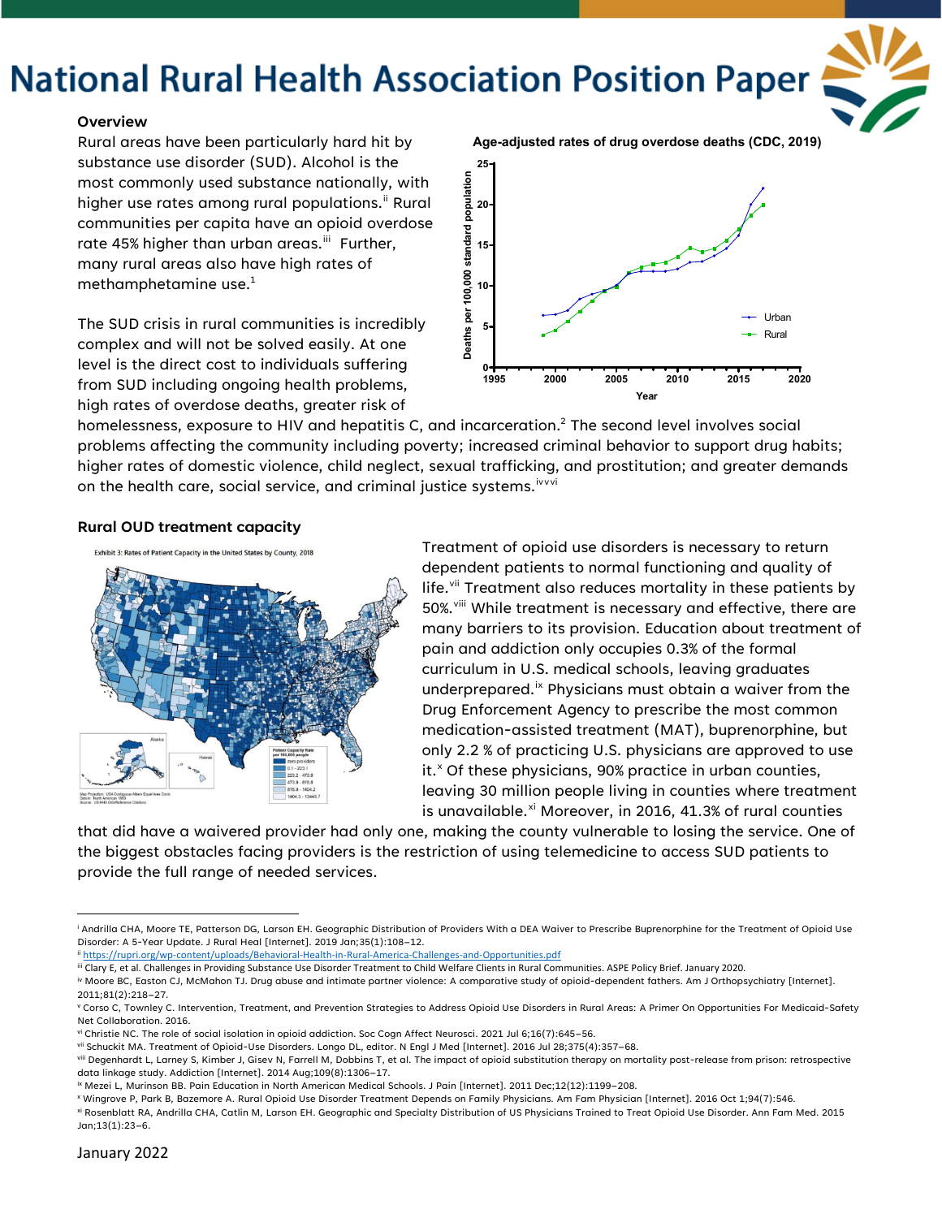# National Rural Health Association Position Paper

**Overview**

Rural areas have been particularly hard hit by substance use disorder (SUD). Alcohol is the most commonly used substance nationally, with higher use rates among rural populations.[ii] Rural communities per capita have an opioid overdose rate 45% higher than urban areas.[iii] Further, many rural areas also have high rates of methamphetamine use.[1]

Age-adjusted rates of drug overdose deaths (CDC, 2019)

Deaths per 100,000 standard population

0 5 10 15 20 25

Year

1995 2000 2005 2010 2015 2020

Urban

Rural

The SUD crisis in rural communities is incredibly complex and will not be solved easily. At one level is the direct cost to individuals suffering from SUD including ongoing health problems, high rates of overdose deaths, greater risk of homelessness, exposure to HIV and hepatitis C, and incarceration.[2] The second level involves social problems affecting the community including poverty; increased criminal behavior to support drug habits; higher rates of domestic violence, child neglect, sexual trafficking, and prostitution; and greater demands on the health care, social service, and criminal justice systems.[iv v vi]

**Rural OUD treatment capacity**

Exhibit 3: Rates of Patient Capacity in the United States by County, 2018

Alaska

Hawaii

Patient Capacity Rate per 100,000 people

zero providers

0.1 - 223.1

223.2 - 473.8

473.9 - 815.8

815.9 - 1404.2

1404.3 - 13445.7

Map Projection: USA Contiguous Albers Equal Area Conic
Datum: North American 1983
Source: US HHS OIG/Reference Citations

Treatment of opioid use disorders is necessary to return dependent patients to normal functioning and quality of life.[vii] Treatment also reduces mortality in these patients by 50%.[viii] While treatment is necessary and effective, there are many barriers to its provision. Education about treatment of pain and addiction only occupies 0.3% of the formal curriculum in U.S. medical schools, leaving graduates underprepared.[ix] Physicians must obtain a waiver from the Drug Enforcement Agency to prescribe the most common medication-assisted treatment (MAT), buprenorphine, but only 2.2 % of practicing U.S. physicians are approved to use it.[x] Of these physicians, 90% practice in urban counties, leaving 30 million people living in counties where treatment is unavailable.[xi] Moreover, in 2016, 41.3% of rural counties that did have a waivered provider had only one, making the county vulnerable to losing the service. One of the biggest obstacles facing providers is the restriction of using telemedicine to access SUD patients to provide the full range of needed services.

---

[i] Andrilla CHA, Moore TE, Patterson DG, Larson EH. Geographic Distribution of Providers With a DEA Waiver to Prescribe Buprenorphine for the Treatment of Opioid Use Disorder: A 5-Year Update. J Rural Heal [Internet]. 2019 Jan;35(1):108–12.

[ii] https://rupri.org/wp-content/uploads/Behavioral-Health-in-Rural-America-Challenges-and-Opportunities.pdf

[iii] Clary E, et al. Challenges in Providing Substance Use Disorder Treatment to Child Welfare Clients in Rural Communities. ASPE Policy Brief. January 2020.

[iv] Moore BC, Easton CJ, McMahon TJ. Drug abuse and intimate partner violence: A comparative study of opioid-dependent fathers. Am J Orthopsychiatry [Internet]. 2011;81(2):218–27.

[v] Corso C, Townley C. Intervention, Treatment, and Prevention Strategies to Address Opioid Use Disorders in Rural Areas: A Primer On Opportunities For Medicaid-Safety Net Collaboration. 2016.

[vi] Christie NC. The role of social isolation in opioid addiction. Soc Cogn Affect Neurosci. 2021 Jul 6;16(7):645–56.

[vii] Schuckit MA. Treatment of Opioid-Use Disorders. Longo DL, editor. N Engl J Med [Internet]. 2016 Jul 28;375(4):357–68.

[viii] Degenhardt L, Larney S, Kimber J, Gisev N, Farrell M, Dobbins T, et al. The impact of opioid substitution therapy on mortality post-release from prison: retrospective data linkage study. Addiction [Internet]. 2014 Aug;109(8):1306–17.

[ix] Mezei L, Murinson BB. Pain Education in North American Medical Schools. J Pain [Internet]. 2011 Dec;12(12):1199–208.

[x] Wingrove P, Park B, Bazemore A. Rural Opioid Use Disorder Treatment Depends on Family Physicians. Am Fam Physician [Internet]. 2016 Oct 1;94(7):546.

[xi] Rosenblatt RA, Andrilla CHA, Catlin M, Larson EH. Geographic and Specialty Distribution of US Physicians Trained to Treat Opioid Use Disorder. Ann Fam Med. 2015 Jan;13(1):23–6.

January 2022